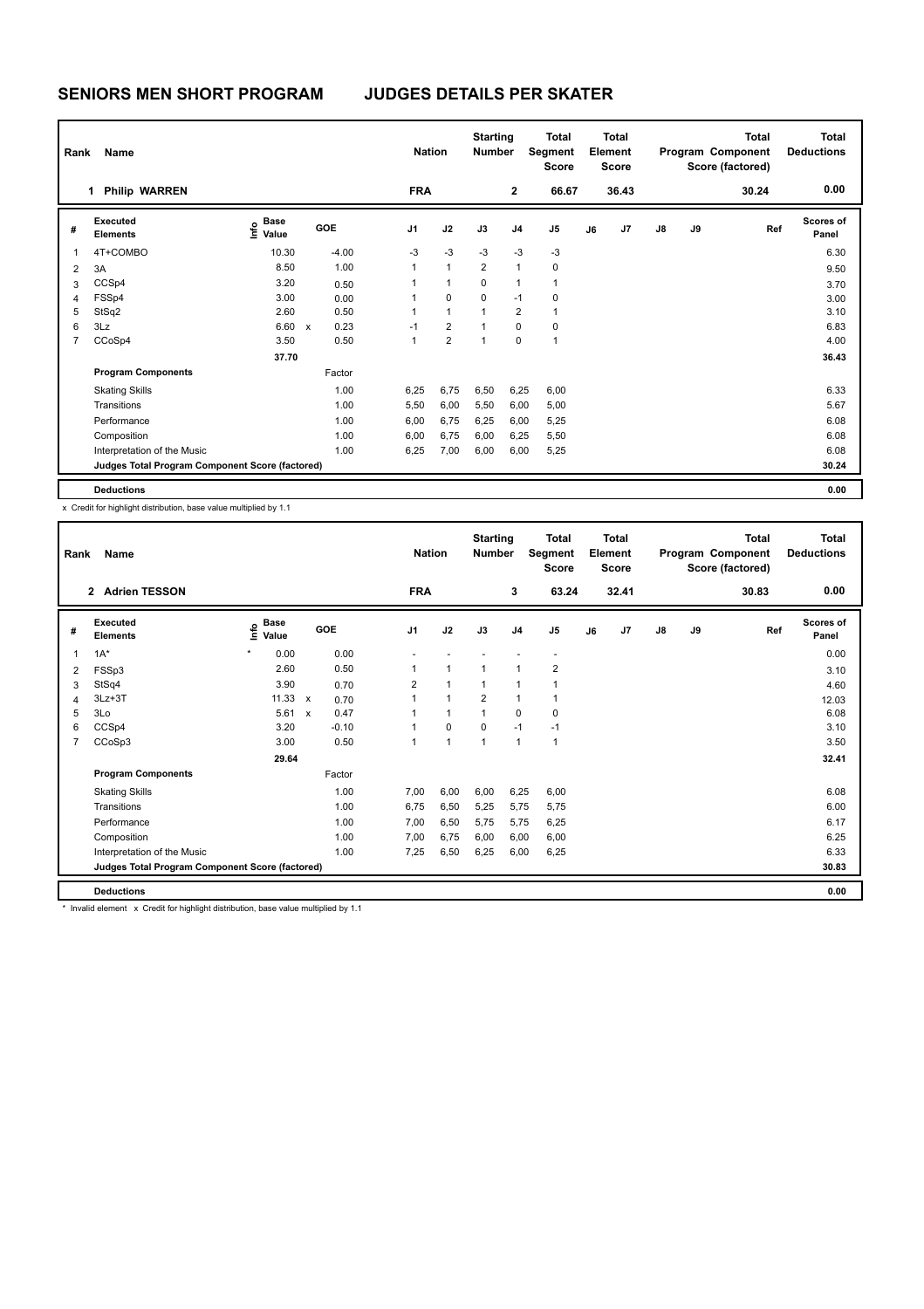# SENIORS MEN SHORT PROGRAM JUDGES DETAILS PER SKATER

| Rank | Name | Nation | Starting Number | Total Segment Score | Total Element Score | Total Program Component Score (factored) | Total Deductions |
|---|---|---|---|---|---|---|---|
| 1 | Philip WARREN | FRA | 2 | 66.67 | 36.43 | 30.24 | 0.00 |

| # | Executed Elements | Info | Base Value | | GOE | J1 | J2 | J3 | J4 | J5 | J6 | J7 | J8 | J9 | Ref | Scores of Panel |
|---|---|---|---|---|---|---|---|---|---|---|---|---|---|---|---|---|
| 1 | 4T+COMBO | | 10.30 | | -4.00 | -3 | -3 | -3 | -3 | -3 | | | | | | 6.30 |
| 2 | 3A | | 8.50 | | 1.00 | 1 | 1 | 2 | 1 | 0 | | | | | | 9.50 |
| 3 | CCSp4 | | 3.20 | | 0.50 | 1 | 1 | 0 | 1 | 1 | | | | | | 3.70 |
| 4 | FSSp4 | | 3.00 | | 0.00 | 1 | 0 | 0 | -1 | 0 | | | | | | 3.00 |
| 5 | StSq2 | | 2.60 | | 0.50 | 1 | 1 | 1 | 2 | 1 | | | | | | 3.10 |
| 6 | 3Lz | | 6.60 | x | 0.23 | -1 | 2 | 1 | 0 | 0 | | | | | | 6.83 |
| 7 | CCoSp4 | | 3.50 | | 0.50 | 1 | 2 | 1 | 0 | 1 | | | | | | 4.00 |
| | | | 37.70 | | | | | | | | | | | | | 36.43 |
| | **Program Components** | | | | Factor | | | | | | | | | | | |
| | Skating Skills | | | | 1.00 | 6,25 | 6,75 | 6,50 | 6,25 | 6,00 | | | | | | 6.33 |
| | Transitions | | | | 1.00 | 5,50 | 6,00 | 5,50 | 6,00 | 5,00 | | | | | | 5.67 |
| | Performance | | | | 1.00 | 6,00 | 6,75 | 6,25 | 6,00 | 5,25 | | | | | | 6.08 |
| | Composition | | | | 1.00 | 6,00 | 6,75 | 6,00 | 6,25 | 5,50 | | | | | | 6.08 |
| | Interpretation of the Music | | | | 1.00 | 6,25 | 7,00 | 6,00 | 6,00 | 5,25 | | | | | | 6.08 |
| | **Judges Total Program Component Score (factored)** | | | | | | | | | | | | | | | 30.24 |
| | **Deductions** | | | | | | | | | | | | | | | 0.00 |

x Credit for highlight distribution, base value multiplied by 1.1

| Rank | Name | Nation | Starting Number | Total Segment Score | Total Element Score | Total Program Component Score (factored) | Total Deductions |
|---|---|---|---|---|---|---|---|
| 2 | Adrien TESSON | FRA | 3 | 63.24 | 32.41 | 30.83 | 0.00 |

| # | Executed Elements | Info | Base Value | | GOE | J1 | J2 | J3 | J4 | J5 | J6 | J7 | J8 | J9 | Ref | Scores of Panel |
|---|---|---|---|---|---|---|---|---|---|---|---|---|---|---|---|---|
| 1 | 1A* | * | 0.00 | | 0.00 | - | - | - | - | - | | | | | | 0.00 |
| 2 | FSSp3 | | 2.60 | | 0.50 | 1 | 1 | 1 | 1 | 2 | | | | | | 3.10 |
| 3 | StSq4 | | 3.90 | | 0.70 | 2 | 1 | 1 | 1 | 1 | | | | | | 4.60 |
| 4 | 3Lz+3T | | 11.33 | x | 0.70 | 1 | 1 | 2 | 1 | 1 | | | | | | 12.03 |
| 5 | 3Lo | | 5.61 | x | 0.47 | 1 | 1 | 1 | 0 | 0 | | | | | | 6.08 |
| 6 | CCSp4 | | 3.20 | | -0.10 | 1 | 0 | 0 | -1 | -1 | | | | | | 3.10 |
| 7 | CCoSp3 | | 3.00 | | 0.50 | 1 | 1 | 1 | 1 | 1 | | | | | | 3.50 |
| | | | 29.64 | | | | | | | | | | | | | 32.41 |
| | **Program Components** | | | | Factor | | | | | | | | | | | |
| | Skating Skills | | | | 1.00 | 7,00 | 6,00 | 6,00 | 6,25 | 6,00 | | | | | | 6.08 |
| | Transitions | | | | 1.00 | 6,75 | 6,50 | 5,25 | 5,75 | 5,75 | | | | | | 6.00 |
| | Performance | | | | 1.00 | 7,00 | 6,50 | 5,75 | 5,75 | 6,25 | | | | | | 6.17 |
| | Composition | | | | 1.00 | 7,00 | 6,75 | 6,00 | 6,00 | 6,00 | | | | | | 6.25 |
| | Interpretation of the Music | | | | 1.00 | 7,25 | 6,50 | 6,25 | 6,00 | 6,25 | | | | | | 6.33 |
| | **Judges Total Program Component Score (factored)** | | | | | | | | | | | | | | | 30.83 |
| | **Deductions** | | | | | | | | | | | | | | | 0.00 |

* Invalid element x Credit for highlight distribution, base value multiplied by 1.1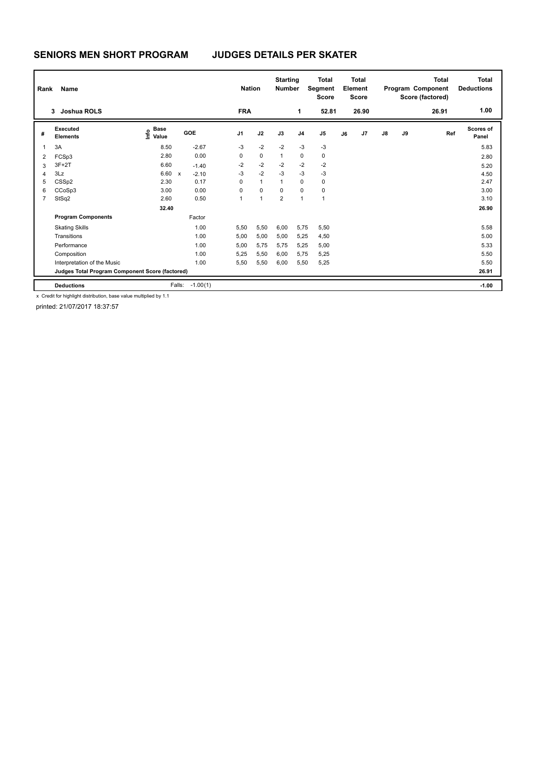## SENIORS MEN SHORT PROGRAM JUDGES DETAILS PER SKATER

| Rank | Name | Nation | Starting Number | Total Segment Score | Total Element Score | Total Program Component Score (factored) | Total Deductions |
|---|---|---|---|---|---|---|---|
| 3 | Joshua ROLS | FRA | 1 | 52.81 | 26.90 | 26.91 | 1.00 |

| # | Executed Elements | Info | Base Value | | GOE | J1 | J2 | J3 | J4 | J5 | J6 | J7 | J8 | J9 | Ref | Scores of Panel |
|---|---|---|---|---|---|---|---|---|---|---|---|---|---|---|---|---|
| 1 | 3A | | 8.50 | | -2.67 | -3 | -2 | -2 | -3 | -3 | | | | | | 5.83 |
| 2 | FCSp3 | | 2.80 | | 0.00 | 0 | 0 | 1 | 0 | 0 | | | | | | 2.80 |
| 3 | 3F+2T | | 6.60 | | -1.40 | -2 | -2 | -2 | -2 | -2 | | | | | | 5.20 |
| 4 | 3Lz | | 6.60 | x | -2.10 | -3 | -2 | -3 | -3 | -3 | | | | | | 4.50 |
| 5 | CSSp2 | | 2.30 | | 0.17 | 0 | 1 | 1 | 0 | 0 | | | | | | 2.47 |
| 6 | CCoSp3 | | 3.00 | | 0.00 | 0 | 0 | 0 | 0 | 0 | | | | | | 3.00 |
| 7 | StSq2 | | 2.60 | | 0.50 | 1 | 1 | 2 | 1 | 1 | | | | | | 3.10 |
| | | | 32.40 | | | | | | | | | | | | | 26.90 |
| | **Program Components** | | | | Factor | | | | | | | | | | | |
| | Skating Skills | | | | 1.00 | 5,50 | 5,50 | 6,00 | 5,75 | 5,50 | | | | | | 5.58 |
| | Transitions | | | | 1.00 | 5,00 | 5,00 | 5,00 | 5,25 | 4,50 | | | | | | 5.00 |
| | Performance | | | | 1.00 | 5,00 | 5,75 | 5,75 | 5,25 | 5,00 | | | | | | 5.33 |
| | Composition | | | | 1.00 | 5,25 | 5,50 | 6,00 | 5,75 | 5,25 | | | | | | 5.50 |
| | Interpretation of the Music | | | | 1.00 | 5,50 | 5,50 | 6,00 | 5,50 | 5,25 | | | | | | 5.50 |
| | **Judges Total Program Component Score (factored)** | | | | | | | | | | | | | | | 26.91 |
| | **Deductions** | | | Falls: | -1.00(1) | | | | | | | | | | | -1.00 |

x Credit for highlight distribution, base value multiplied by 1.1

printed: 21/07/2017 18:37:57